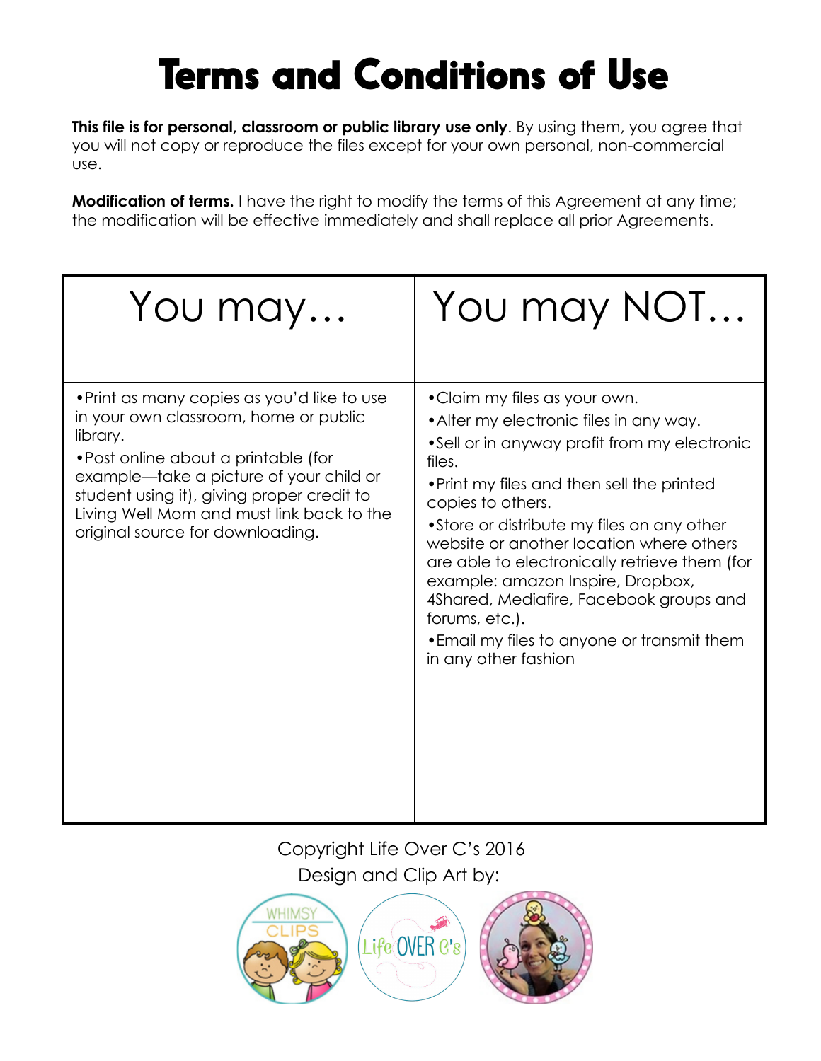# Terms and Conditions of Use

**This file is for personal, classroom or public library use only**. By using them, you agree that you will not copy or reproduce the files except for your own personal, non-commercial use.

**Modification of terms.** I have the right to modify the terms of this Agreement at any time; the modification will be effective immediately and shall replace all prior Agreements.

| You may… | You may NOT… |
| --- | --- |
| •Print as many copies as you'd like to use in your own classroom, home or public library.<br>•Post online about a printable (for example—take a picture of your child or student using it), giving proper credit to Living Well Mom and must link back to the original source for downloading. | •Claim my files as your own.<br>•Alter my electronic files in any way.<br>•Sell or in anyway profit from my electronic files.<br>•Print my files and then sell the printed copies to others.<br>•Store or distribute my files on any other website or another location where others are able to electronically retrieve them (for example: amazon Inspire, Dropbox, 4Shared, Mediafire, Facebook groups and forums, etc.).<br>•Email my files to anyone or transmit them in any other fashion |

Copyright Life Over C's 2016

Design and Clip Art by:

WHIMSY CLIPS

Life OVER C's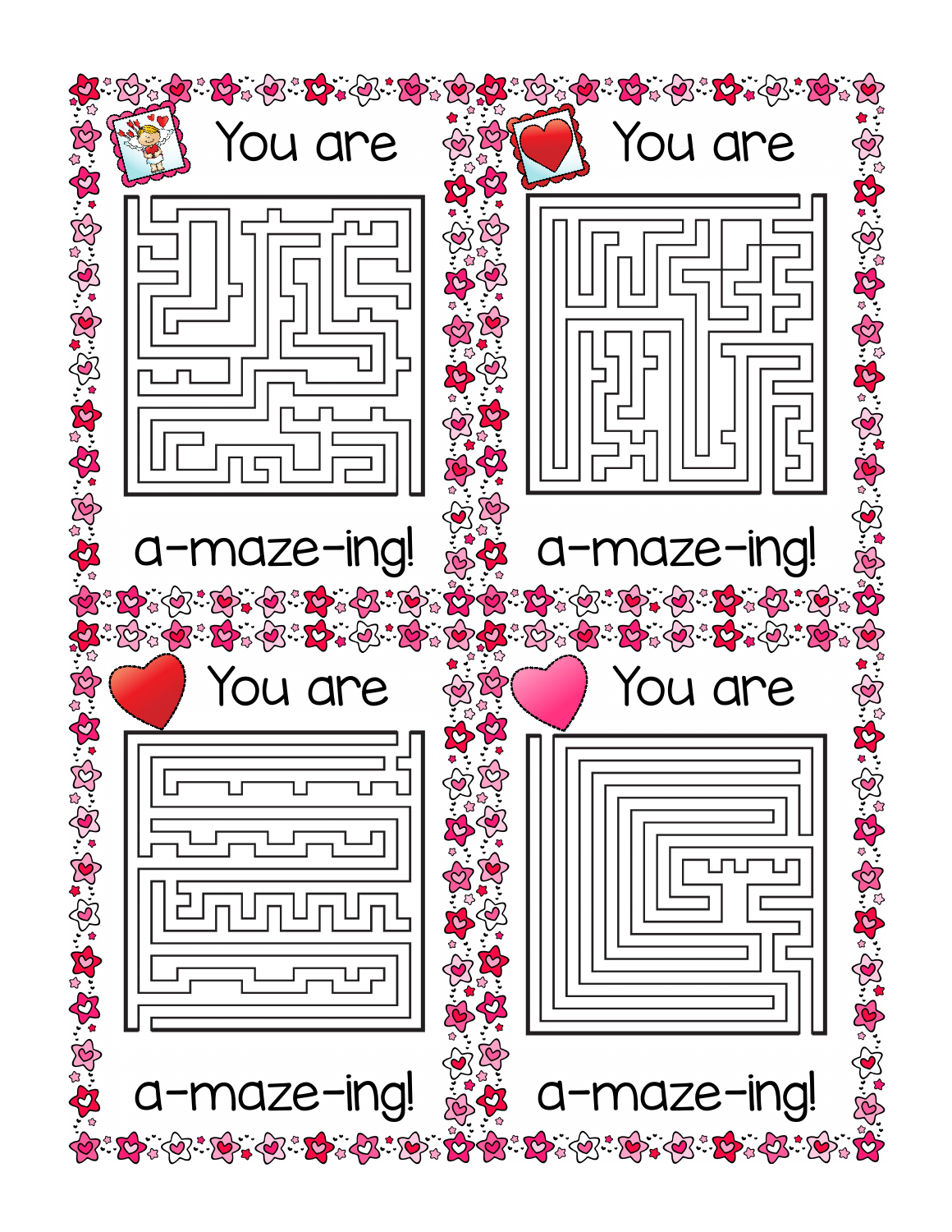You are

a-maze-ing!

You are

a-maze-ing!

You are

a-maze-ing!

You are

a-maze-ing!